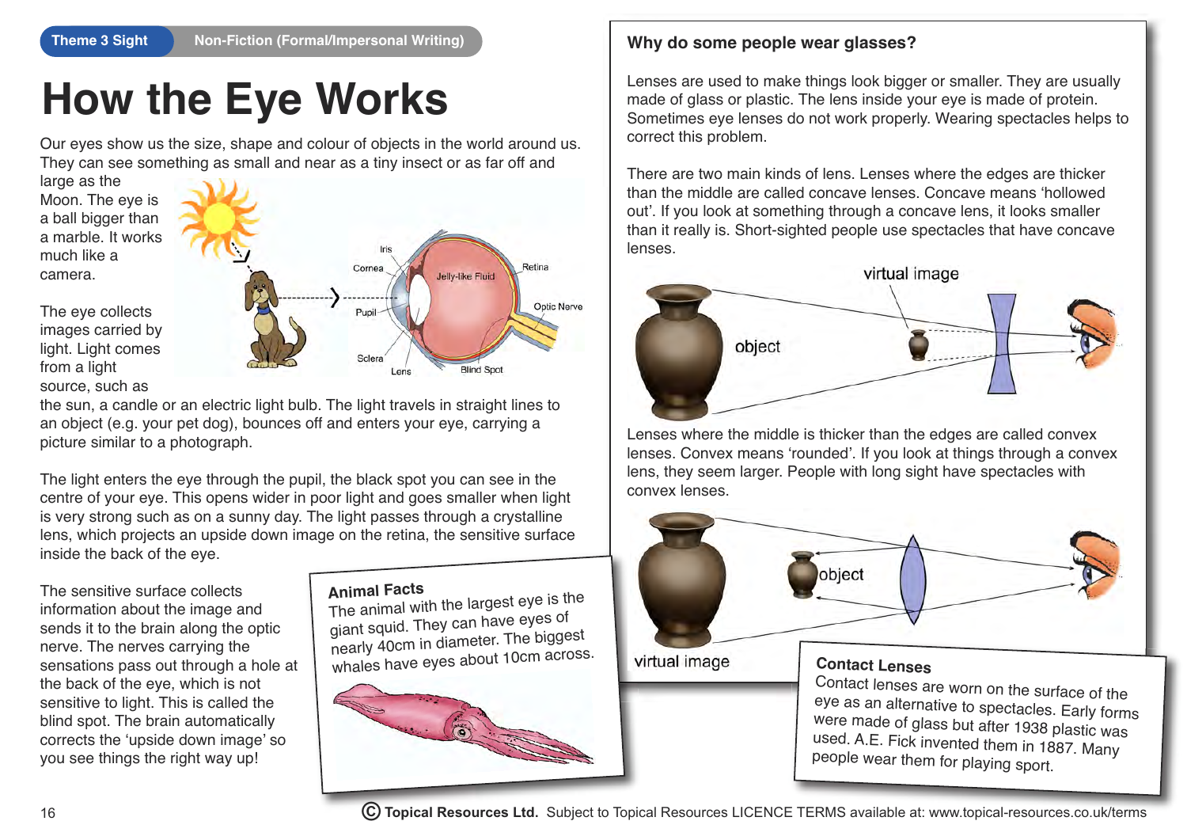Theme 3 Sight | Non-Fiction (Formal/Impersonal Writing)

# How the Eye Works

Our eyes show us the size, shape and colour of objects in the world around us. They can see something as small and near as a tiny insect or as far off and large as the Moon. The eye is a ball bigger than a marble. It works much like a camera.

The eye collects images carried by light. Light comes from a light source, such as the sun, a candle or an electric light bulb. The light travels in straight lines to an object (e.g. your pet dog), bounces off and enters your eye, carrying a picture similar to a photograph.

The light enters the eye through the pupil, the black spot you can see in the centre of your eye. This opens wider in poor light and goes smaller when light is very strong such as on a sunny day. The light passes through a crystalline lens, which projects an upside down image on the retina, the sensitive surface inside the back of the eye.

The sensitive surface collects information about the image and sends it to the brain along the optic nerve. The nerves carrying the sensations pass out through a hole at the back of the eye, which is not sensitive to light. This is called the blind spot. The brain automatically corrects the 'upside down image' so you see things the right way up!

### Animal Facts

The animal with the largest eye is the giant squid. They can have eyes of nearly 40cm in diameter. The biggest whales have eyes about 10cm across.

## Why do some people wear glasses?

Lenses are used to make things look bigger or smaller. They are usually made of glass or plastic. The lens inside your eye is made of protein. Sometimes eye lenses do not work properly. Wearing spectacles helps to correct this problem.

There are two main kinds of lens. Lenses where the edges are thicker than the middle are called concave lenses. Concave means 'hollowed out'. If you look at something through a concave lens, it looks smaller than it really is. Short-sighted people use spectacles that have concave lenses.

Lenses where the middle is thicker than the edges are called convex lenses. Convex means 'rounded'. If you look at things through a convex lens, they seem larger. People with long sight have spectacles with convex lenses.

### Contact Lenses

Contact lenses are worn on the surface of the eye as an alternative to spectacles. Early forms were made of glass but after 1938 plastic was used. A.E. Fick invented them in 1887. Many people wear them for playing sport.

© Topical Resources Ltd. Subject to Topical Resources LICENCE TERMS available at: www.topical-resources.co.uk/terms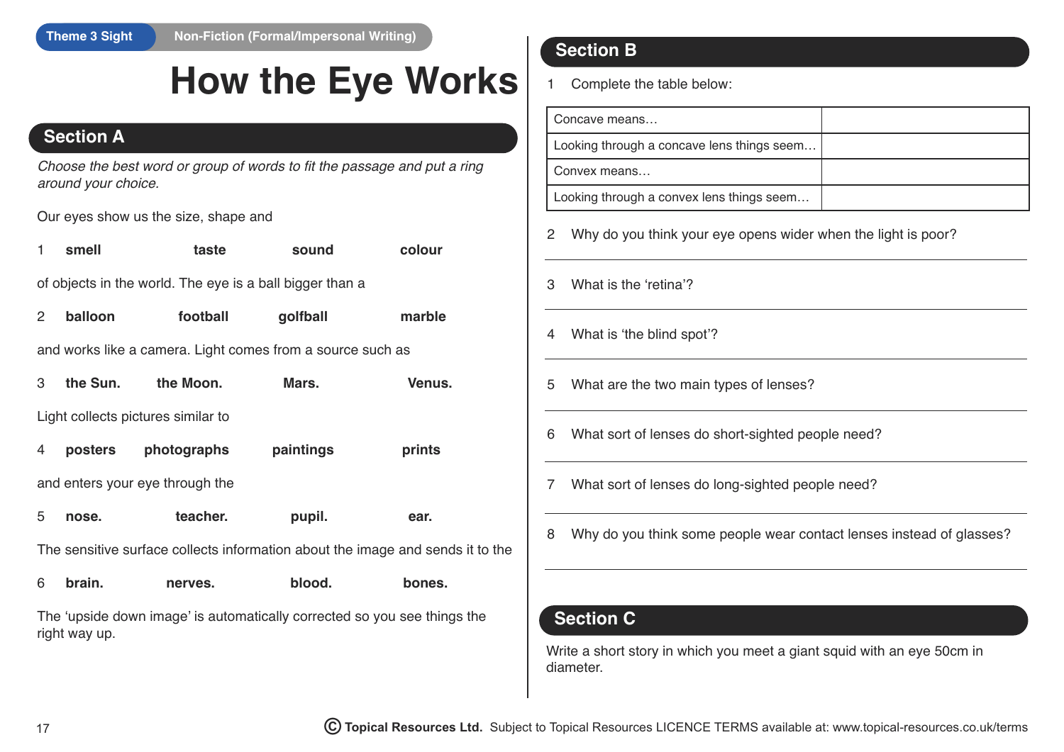Theme 3 Sight — Non-Fiction (Formal/Impersonal Writing)

# How the Eye Works

## Section A

*Choose the best word or group of words to fit the passage and put a ring around your choice.*

Our eyes show us the size, shape and

1 **smell** **taste** **sound** **colour**

of objects in the world. The eye is a ball bigger than a

2 **balloon** **football** **golfball** **marble**

and works like a camera. Light comes from a source such as

3 **the Sun.** **the Moon.** **Mars.** **Venus.**

Light collects pictures similar to

4 **posters** **photographs** **paintings** **prints**

and enters your eye through the

5 **nose.** **teacher.** **pupil.** **ear.**

The sensitive surface collects information about the image and sends it to the

6 **brain.** **nerves.** **blood.** **bones.**

The 'upside down image' is automatically corrected so you see things the right way up.

## Section B

1 Complete the table below:

| | |
|---|---|
| Concave means… | |
| Looking through a concave lens things seem… | |
| Convex means… | |
| Looking through a convex lens things seem… | |

2 Why do you think your eye opens wider when the light is poor?

3 What is the 'retina'?

4 What is 'the blind spot'?

5 What are the two main types of lenses?

6 What sort of lenses do short-sighted people need?

7 What sort of lenses do long-sighted people need?

8 Why do you think some people wear contact lenses instead of glasses?

## Section C

Write a short story in which you meet a giant squid with an eye 50cm in diameter.

© Topical Resources Ltd. Subject to Topical Resources LICENCE TERMS available at: www.topical-resources.co.uk/terms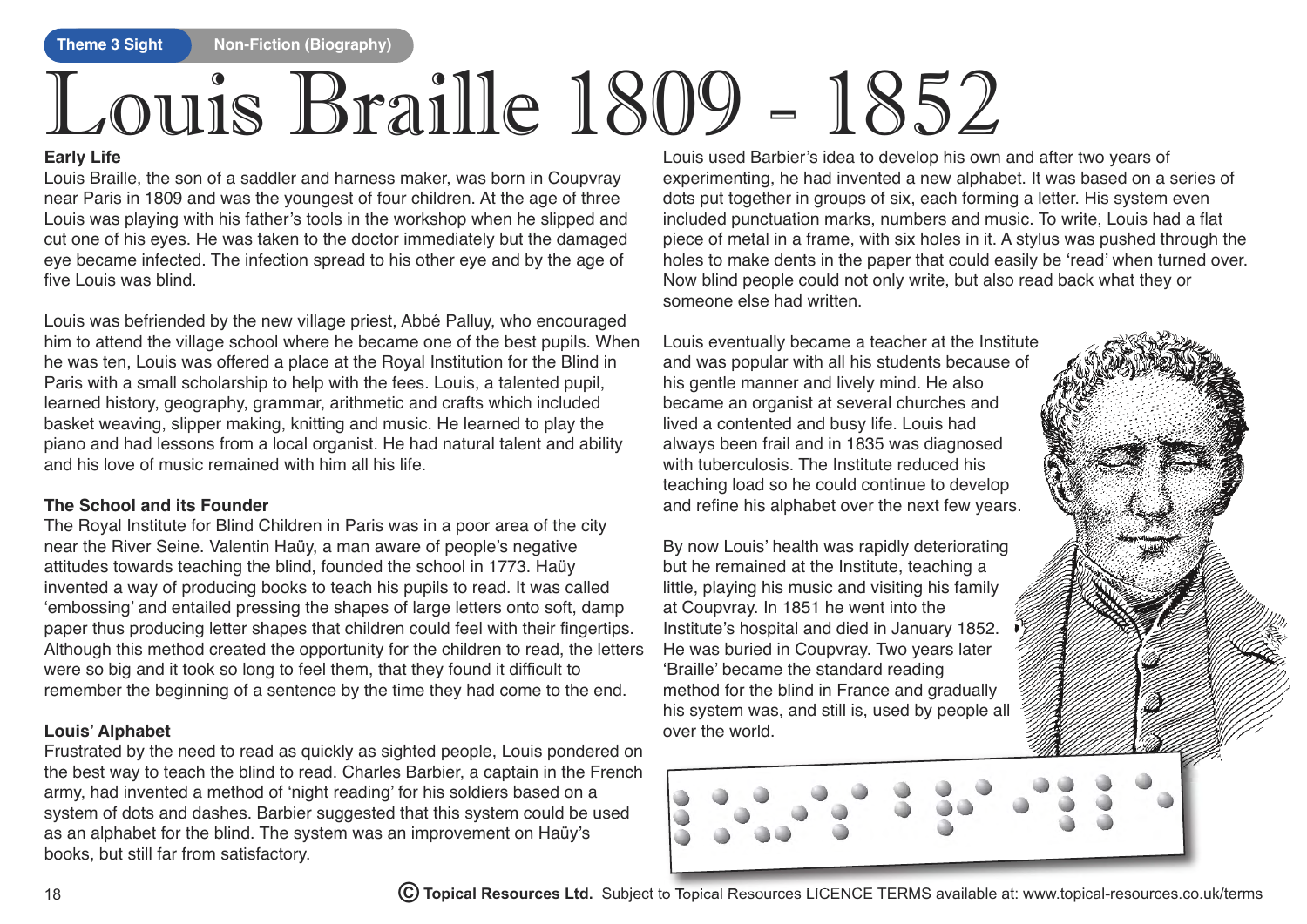# Louis Braille 1809 - 1852

### Early Life

Louis Braille, the son of a saddler and harness maker, was born in Coupvray near Paris in 1809 and was the youngest of four children. At the age of three Louis was playing with his father's tools in the workshop when he slipped and cut one of his eyes. He was taken to the doctor immediately but the damaged eye became infected. The infection spread to his other eye and by the age of five Louis was blind.

Louis was befriended by the new village priest, Abbé Palluy, who encouraged him to attend the village school where he became one of the best pupils. When he was ten, Louis was offered a place at the Royal Institution for the Blind in Paris with a small scholarship to help with the fees. Louis, a talented pupil, learned history, geography, grammar, arithmetic and crafts which included basket weaving, slipper making, knitting and music. He learned to play the piano and had lessons from a local organist. He had natural talent and ability and his love of music remained with him all his life.

### The School and its Founder

The Royal Institute for Blind Children in Paris was in a poor area of the city near the River Seine. Valentin Haüy, a man aware of people's negative attitudes towards teaching the blind, founded the school in 1773. Haüy invented a way of producing books to teach his pupils to read. It was called 'embossing' and entailed pressing the shapes of large letters onto soft, damp paper thus producing letter shapes that children could feel with their fingertips. Although this method created the opportunity for the children to read, the letters were so big and it took so long to feel them, that they found it difficult to remember the beginning of a sentence by the time they had come to the end.

### Louis' Alphabet

Frustrated by the need to read as quickly as sighted people, Louis pondered on the best way to teach the blind to read. Charles Barbier, a captain in the French army, had invented a method of 'night reading' for his soldiers based on a system of dots and dashes. Barbier suggested that this system could be used as an alphabet for the blind. The system was an improvement on Haüy's books, but still far from satisfactory.

Louis used Barbier's idea to develop his own and after two years of experimenting, he had invented a new alphabet. It was based on a series of dots put together in groups of six, each forming a letter. His system even included punctuation marks, numbers and music. To write, Louis had a flat piece of metal in a frame, with six holes in it. A stylus was pushed through the holes to make dents in the paper that could easily be 'read' when turned over. Now blind people could not only write, but also read back what they or someone else had written.

Louis eventually became a teacher at the Institute and was popular with all his students because of his gentle manner and lively mind. He also became an organist at several churches and lived a contented and busy life. Louis had always been frail and in 1835 was diagnosed with tuberculosis. The Institute reduced his teaching load so he could continue to develop and refine his alphabet over the next few years.

By now Louis' health was rapidly deteriorating but he remained at the Institute, teaching a little, playing his music and visiting his family at Coupvray. In 1851 he went into the Institute's hospital and died in January 1852. He was buried in Coupvray. Two years later 'Braille' became the standard reading method for the blind in France and gradually his system was, and still is, used by people all over the world.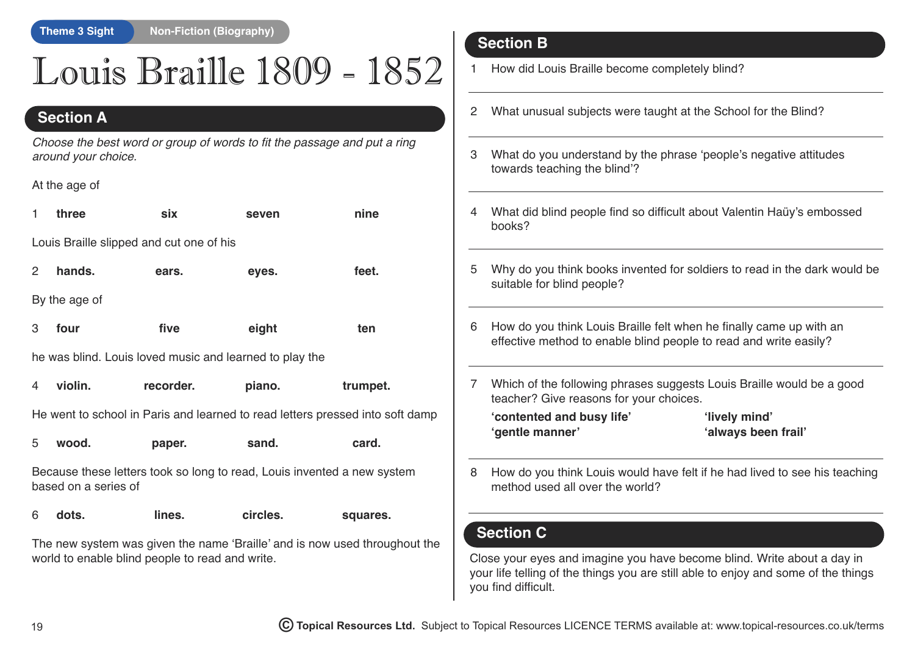Theme 3 Sight | Non-Fiction (Biography)

# Louis Braille 1809 - 1852

## Section A

*Choose the best word or group of words to fit the passage and put a ring around your choice.*

At the age of

1 **three** **six** **seven** **nine**

Louis Braille slipped and cut one of his

2 **hands.** **ears.** **eyes.** **feet.**

By the age of

3 **four** **five** **eight** **ten**

he was blind. Louis loved music and learned to play the

4 **violin.** **recorder.** **piano.** **trumpet.**

He went to school in Paris and learned to read letters pressed into soft damp

5 **wood.** **paper.** **sand.** **card.**

Because these letters took so long to read, Louis invented a new system based on a series of

6 **dots.** **lines.** **circles.** **squares.**

The new system was given the name ‘Braille’ and is now used throughout the world to enable blind people to read and write.

## Section B

1 How did Louis Braille become completely blind?

2 What unusual subjects were taught at the School for the Blind?

3 What do you understand by the phrase ‘people’s negative attitudes towards teaching the blind’?

4 What did blind people find so difficult about Valentin Haüy’s embossed books?

5 Why do you think books invented for soldiers to read in the dark would be suitable for blind people?

6 How do you think Louis Braille felt when he finally came up with an effective method to enable blind people to read and write easily?

7 Which of the following phrases suggests Louis Braille would be a good teacher? Give reasons for your choices.

**‘contented and busy life’** **‘lively mind’**
**‘gentle manner’** **‘always been frail’**

8 How do you think Louis would have felt if he had lived to see his teaching method used all over the world?

## Section C

Close your eyes and imagine you have become blind. Write about a day in your life telling of the things you are still able to enjoy and some of the things you find difficult.

© **Topical Resources Ltd.** Subject to Topical Resources LICENCE TERMS available at: www.topical-resources.co.uk/terms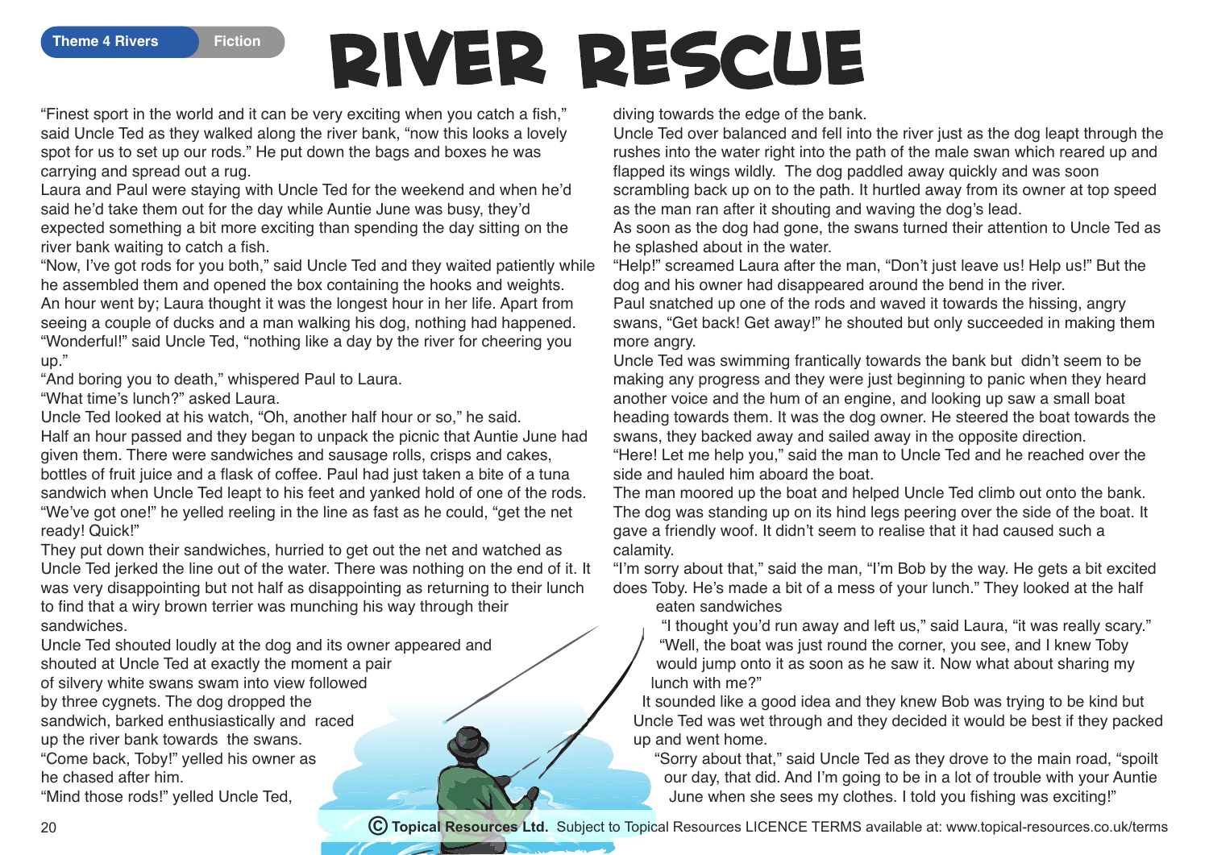Theme 4 Rivers | Fiction

# RIVER RESCUE

"Finest sport in the world and it can be very exciting when you catch a fish," said Uncle Ted as they walked along the river bank, "now this looks a lovely spot for us to set up our rods." He put down the bags and boxes he was carrying and spread out a rug.

Laura and Paul were staying with Uncle Ted for the weekend and when he'd said he'd take them out for the day while Auntie June was busy, they'd expected something a bit more exciting than spending the day sitting on the river bank waiting to catch a fish.

"Now, I've got rods for you both," said Uncle Ted and they waited patiently while he assembled them and opened the box containing the hooks and weights.

An hour went by; Laura thought it was the longest hour in her life. Apart from seeing a couple of ducks and a man walking his dog, nothing had happened.

"Wonderful!" said Uncle Ted, "nothing like a day by the river for cheering you up."

"And boring you to death," whispered Paul to Laura.

"What time's lunch?" asked Laura.

Uncle Ted looked at his watch, "Oh, another half hour or so," he said.

Half an hour passed and they began to unpack the picnic that Auntie June had given them. There were sandwiches and sausage rolls, crisps and cakes, bottles of fruit juice and a flask of coffee. Paul had just taken a bite of a tuna sandwich when Uncle Ted leapt to his feet and yanked hold of one of the rods.

"We've got one!" he yelled reeling in the line as fast as he could, "get the net ready! Quick!"

They put down their sandwiches, hurried to get out the net and watched as Uncle Ted jerked the line out of the water. There was nothing on the end of it. It was very disappointing but not half as disappointing as returning to their lunch to find that a wiry brown terrier was munching his way through their sandwiches.

Uncle Ted shouted loudly at the dog and its owner appeared and shouted at Uncle Ted at exactly the moment a pair of silvery white swans swam into view followed by three cygnets. The dog dropped the sandwich, barked enthusiastically and raced up the river bank towards the swans.

"Come back, Toby!" yelled his owner as he chased after him.

"Mind those rods!" yelled Uncle Ted, diving towards the edge of the bank.

Uncle Ted over balanced and fell into the river just as the dog leapt through the rushes into the water right into the path of the male swan which reared up and flapped its wings wildly. The dog paddled away quickly and was soon scrambling back up on to the path. It hurtled away from its owner at top speed as the man ran after it shouting and waving the dog's lead.

As soon as the dog had gone, the swans turned their attention to Uncle Ted as he splashed about in the water.

"Help!" screamed Laura after the man, "Don't just leave us! Help us!" But the dog and his owner had disappeared around the bend in the river.

Paul snatched up one of the rods and waved it towards the hissing, angry swans, "Get back! Get away!" he shouted but only succeeded in making them more angry.

Uncle Ted was swimming frantically towards the bank but didn't seem to be making any progress and they were just beginning to panic when they heard another voice and the hum of an engine, and looking up saw a small boat heading towards them. It was the dog owner. He steered the boat towards the swans, they backed away and sailed away in the opposite direction.

"Here! Let me help you," said the man to Uncle Ted and he reached over the side and hauled him aboard the boat.

The man moored up the boat and helped Uncle Ted climb out onto the bank. The dog was standing up on its hind legs peering over the side of the boat. It gave a friendly woof. It didn't seem to realise that it had caused such a calamity.

"I'm sorry about that," said the man, "I'm Bob by the way. He gets a bit excited does Toby. He's made a bit of a mess of your lunch." They looked at the half eaten sandwiches

"I thought you'd run away and left us," said Laura, "it was really scary."

"Well, the boat was just round the corner, you see, and I knew Toby would jump onto it as soon as he saw it. Now what about sharing my lunch with me?"

It sounded like a good idea and they knew Bob was trying to be kind but Uncle Ted was wet through and they decided it would be best if they packed up and went home.

"Sorry about that," said Uncle Ted as they drove to the main road, "spoilt our day, that did. And I'm going to be in a lot of trouble with your Auntie June when she sees my clothes. I told you fishing was exciting!"

© **Topical Resources Ltd.** Subject to Topical Resources LICENCE TERMS available at: www.topical-resources.co.uk/terms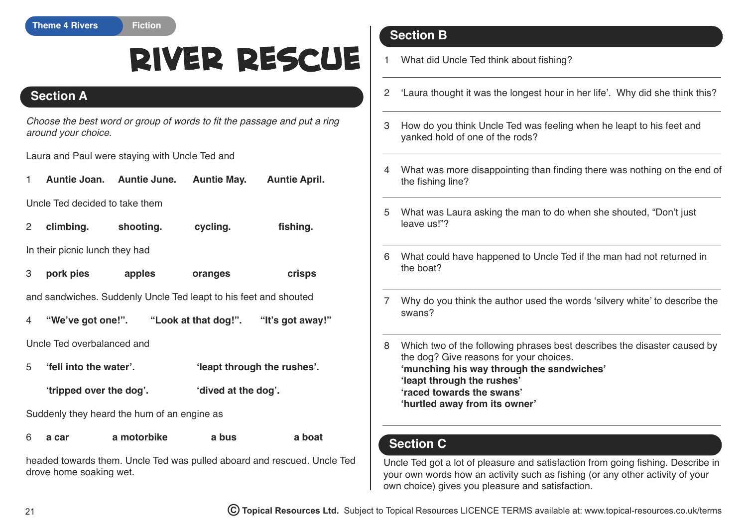Theme 4 Rivers | Fiction

# RIVER RESCUE

## Section A

*Choose the best word or group of words to fit the passage and put a ring around your choice.*

Laura and Paul were staying with Uncle Ted and

1 **Auntie Joan.** **Auntie June.** **Auntie May.** **Auntie April.**

Uncle Ted decided to take them

2 **climbing.** **shooting.** **cycling.** **fishing.**

In their picnic lunch they had

3 **pork pies** **apples** **oranges** **crisps**

and sandwiches. Suddenly Uncle Ted leapt to his feet and shouted

4 **"We've got one!".** **"Look at that dog!".** **"It's got away!"**

Uncle Ted overbalanced and

5 **'fell into the water'.** **'leapt through the rushes'.**

**'tripped over the dog'.** **'dived at the dog'.**

Suddenly they heard the hum of an engine as

6 **a car** **a motorbike** **a bus** **a boat**

headed towards them. Uncle Ted was pulled aboard and rescued. Uncle Ted drove home soaking wet.

## Section B

1 What did Uncle Ted think about fishing?

2 'Laura thought it was the longest hour in her life'. Why did she think this?

3 How do you think Uncle Ted was feeling when he leapt to his feet and yanked hold of one of the rods?

4 What was more disappointing than finding there was nothing on the end of the fishing line?

5 What was Laura asking the man to do when she shouted, "Don't just leave us!"?

6 What could have happened to Uncle Ted if the man had not returned in the boat?

7 Why do you think the author used the words 'silvery white' to describe the swans?

8 Which two of the following phrases best describes the disaster caused by the dog? Give reasons for your choices.
**'munching his way through the sandwiches'**
**'leapt through the rushes'**
**'raced towards the swans'**
**'hurtled away from its owner'**

## Section C

Uncle Ted got a lot of pleasure and satisfaction from going fishing. Describe in your own words how an activity such as fishing (or any other activity of your own choice) gives you pleasure and satisfaction.

© Topical Resources Ltd. Subject to Topical Resources LICENCE TERMS available at: www.topical-resources.co.uk/terms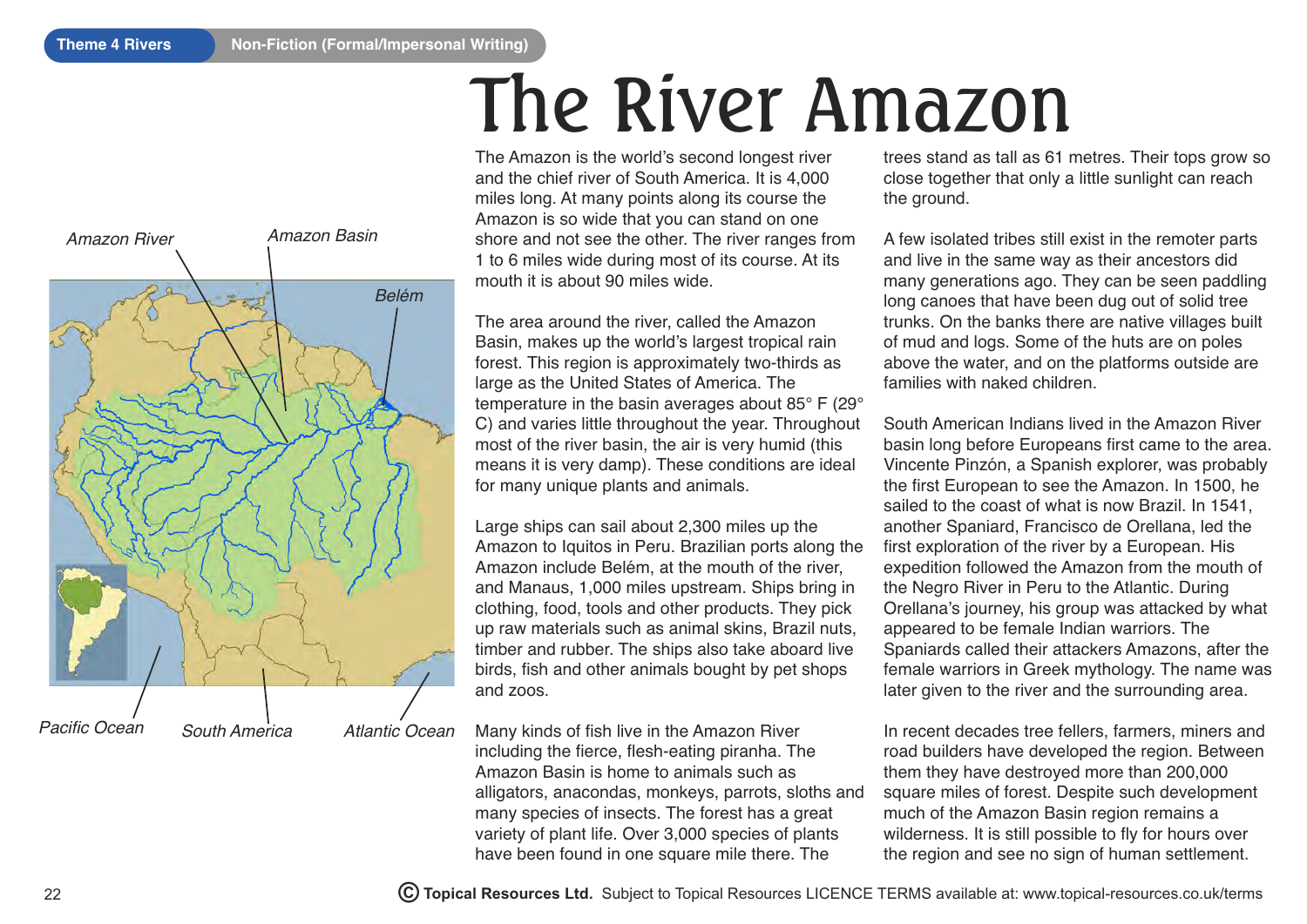Theme 4 Rivers | Non-Fiction (Formal/Impersonal Writing)

# The River Amazon

Amazon River | Amazon Basin | Belém

Pacific Ocean | South America | Atlantic Ocean

The Amazon is the world's second longest river and the chief river of South America. It is 4,000 miles long. At many points along its course the Amazon is so wide that you can stand on one shore and not see the other. The river ranges from 1 to 6 miles wide during most of its course. At its mouth it is about 90 miles wide.

The area around the river, called the Amazon Basin, makes up the world's largest tropical rain forest. This region is approximately two-thirds as large as the United States of America. The temperature in the basin averages about 85° F (29° C) and varies little throughout the year. Throughout most of the river basin, the air is very humid (this means it is very damp). These conditions are ideal for many unique plants and animals.

Large ships can sail about 2,300 miles up the Amazon to Iquitos in Peru. Brazilian ports along the Amazon include Belém, at the mouth of the river, and Manaus, 1,000 miles upstream. Ships bring in clothing, food, tools and other products. They pick up raw materials such as animal skins, Brazil nuts, timber and rubber. The ships also take aboard live birds, fish and other animals bought by pet shops and zoos.

Many kinds of fish live in the Amazon River including the fierce, flesh-eating piranha. The Amazon Basin is home to animals such as alligators, anacondas, monkeys, parrots, sloths and many species of insects. The forest has a great variety of plant life. Over 3,000 species of plants have been found in one square mile there. The trees stand as tall as 61 metres. Their tops grow so close together that only a little sunlight can reach the ground.

A few isolated tribes still exist in the remoter parts and live in the same way as their ancestors did many generations ago. They can be seen paddling long canoes that have been dug out of solid tree trunks. On the banks there are native villages built of mud and logs. Some of the huts are on poles above the water, and on the platforms outside are families with naked children.

South American Indians lived in the Amazon River basin long before Europeans first came to the area. Vincente Pinzón, a Spanish explorer, was probably the first European to see the Amazon. In 1500, he sailed to the coast of what is now Brazil. In 1541, another Spaniard, Francisco de Orellana, led the first exploration of the river by a European. His expedition followed the Amazon from the mouth of the Negro River in Peru to the Atlantic. During Orellana's journey, his group was attacked by what appeared to be female Indian warriors. The Spaniards called their attackers Amazons, after the female warriors in Greek mythology. The name was later given to the river and the surrounding area.

In recent decades tree fellers, farmers, miners and road builders have developed the region. Between them they have destroyed more than 200,000 square miles of forest. Despite such development much of the Amazon Basin region remains a wilderness. It is still possible to fly for hours over the region and see no sign of human settlement.

© **Topical Resources Ltd.** Subject to Topical Resources LICENCE TERMS available at: www.topical-resources.co.uk/terms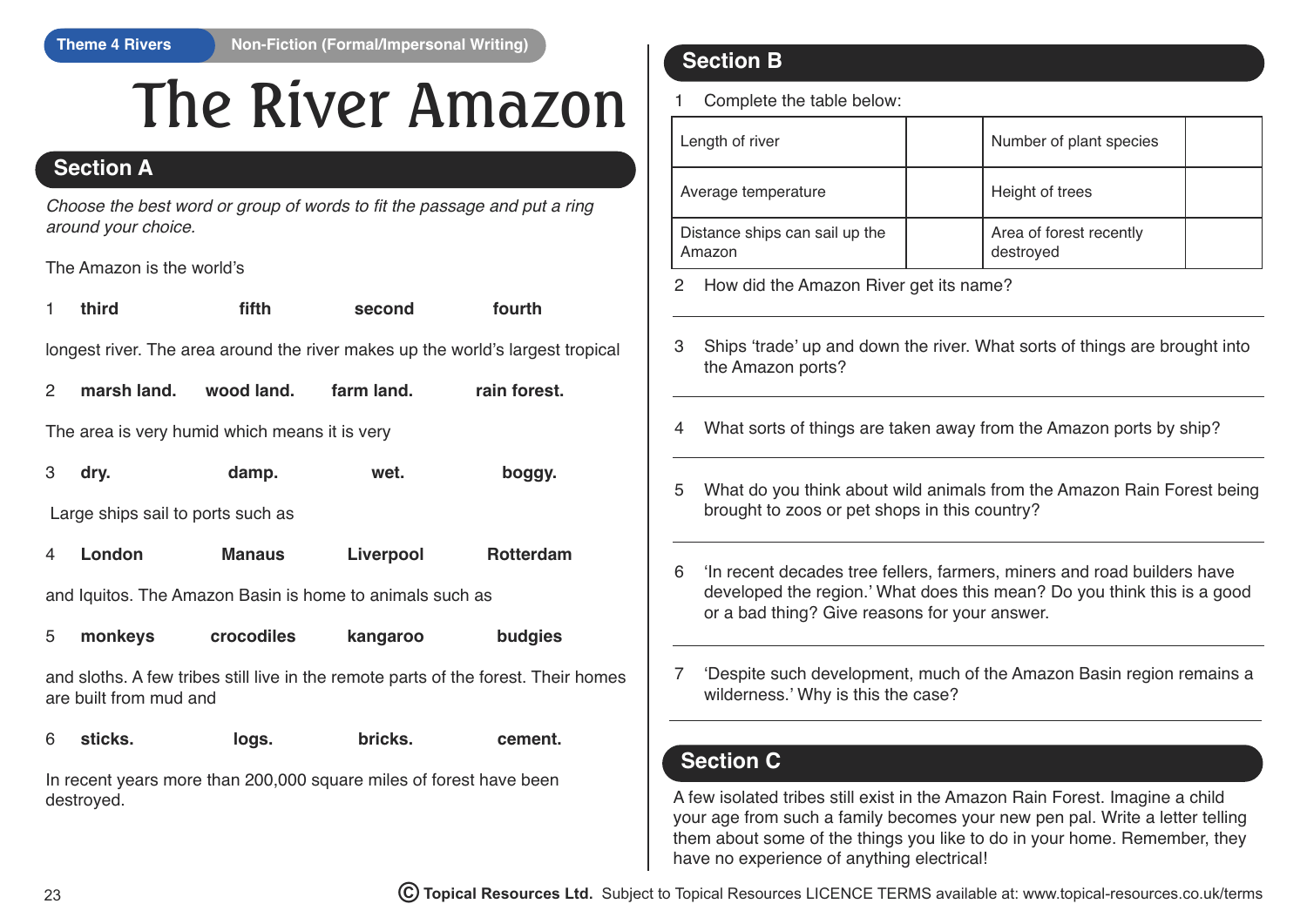Theme 4 Rivers — Non-Fiction (Formal/Impersonal Writing)

# The River Amazon

## Section A

*Choose the best word or group of words to fit the passage and put a ring around your choice.*

The Amazon is the world's

1 **third** **fifth** **second** **fourth**

longest river. The area around the river makes up the world's largest tropical

2 **marsh land.** **wood land.** **farm land.** **rain forest.**

The area is very humid which means it is very

3 **dry.** **damp.** **wet.** **boggy.**

Large ships sail to ports such as

4 **London** **Manaus** **Liverpool** **Rotterdam**

and Iquitos. The Amazon Basin is home to animals such as

5 **monkeys** **crocodiles** **kangaroo** **budgies**

and sloths. A few tribes still live in the remote parts of the forest. Their homes are built from mud and

6 **sticks.** **logs.** **bricks.** **cement.**

In recent years more than 200,000 square miles of forest have been destroyed.

## Section B

1 Complete the table below:

| Length of river | | Number of plant species | |
|---|---|---|---|
| Average temperature | | Height of trees | |
| Distance ships can sail up the Amazon | | Area of forest recently destroyed | |

2 How did the Amazon River get its name?

3 Ships 'trade' up and down the river. What sorts of things are brought into the Amazon ports?

4 What sorts of things are taken away from the Amazon ports by ship?

5 What do you think about wild animals from the Amazon Rain Forest being brought to zoos or pet shops in this country?

6 'In recent decades tree fellers, farmers, miners and road builders have developed the region.' What does this mean? Do you think this is a good or a bad thing? Give reasons for your answer.

7 'Despite such development, much of the Amazon Basin region remains a wilderness.' Why is this the case?

## Section C

A few isolated tribes still exist in the Amazon Rain Forest. Imagine a child your age from such a family becomes your new pen pal. Write a letter telling them about some of the things you like to do in your home. Remember, they have no experience of anything electrical!

© Topical Resources Ltd. Subject to Topical Resources LICENCE TERMS available at: www.topical-resources.co.uk/terms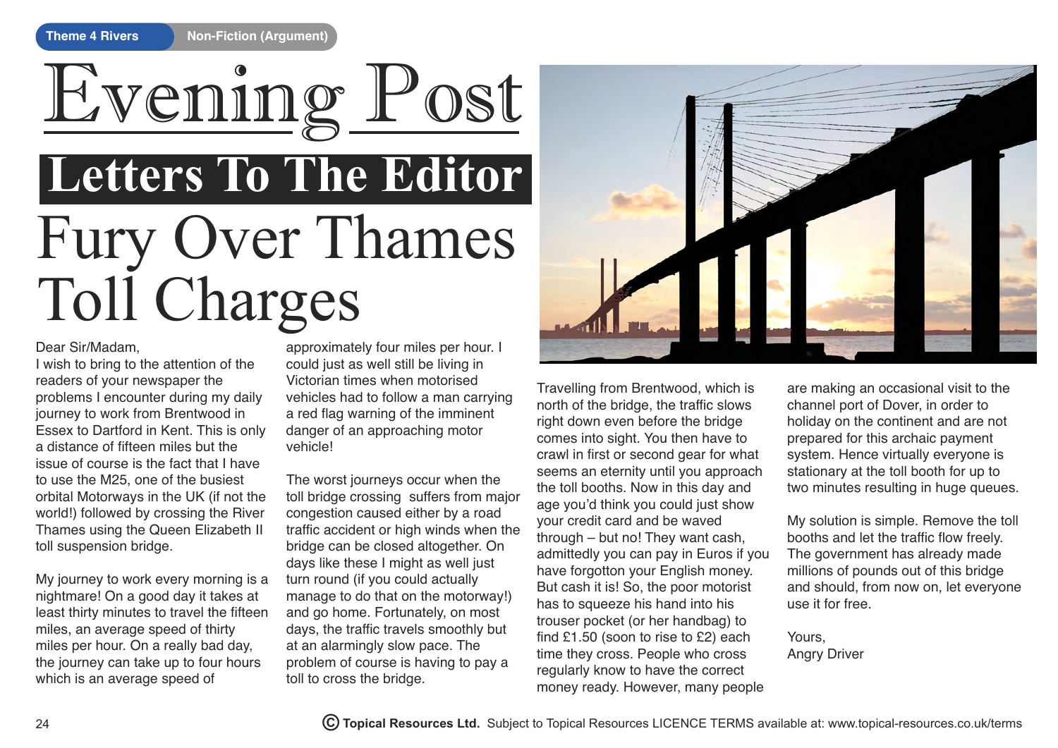Theme 4 Rivers | Non-Fiction (Argument)

# Evening Post

## Letters To The Editor

# Fury Over Thames Toll Charges

Dear Sir/Madam,
I wish to bring to the attention of the readers of your newspaper the problems I encounter during my daily journey to work from Brentwood in Essex to Dartford in Kent. This is only a distance of fifteen miles but the issue of course is the fact that I have to use the M25, one of the busiest orbital Motorways in the UK (if not the world!) followed by crossing the River Thames using the Queen Elizabeth II toll suspension bridge.

My journey to work every morning is a nightmare! On a good day it takes at least thirty minutes to travel the fifteen miles, an average speed of thirty miles per hour. On a really bad day, the journey can take up to four hours which is an average speed of approximately four miles per hour. I could just as well still be living in Victorian times when motorised vehicles had to follow a man carrying a red flag warning of the imminent danger of an approaching motor vehicle!

The worst journeys occur when the toll bridge crossing suffers from major congestion caused either by a road traffic accident or high winds when the bridge can be closed altogether. On days like these I might as well just turn round (if you could actually manage to do that on the motorway!) and go home. Fortunately, on most days, the traffic travels smoothly but at an alarmingly slow pace. The problem of course is having to pay a toll to cross the bridge.

Travelling from Brentwood, which is north of the bridge, the traffic slows right down even before the bridge comes into sight. You then have to crawl in first or second gear for what seems an eternity until you approach the toll booths. Now in this day and age you'd think you could just show your credit card and be waved through – but no! They want cash, admittedly you can pay in Euros if you have forgotton your English money. But cash it is! So, the poor motorist has to squeeze his hand into his trouser pocket (or her handbag) to find £1.50 (soon to rise to £2) each time they cross. People who cross regularly know to have the correct money ready. However, many people are making an occasional visit to the channel port of Dover, in order to holiday on the continent and are not prepared for this archaic payment system. Hence virtually everyone is stationary at the toll booth for up to two minutes resulting in huge queues.

My solution is simple. Remove the toll booths and let the traffic flow freely. The government has already made millions of pounds out of this bridge and should, from now on, let everyone use it for free.

Yours,
Angry Driver

© Topical Resources Ltd. Subject to Topical Resources LICENCE TERMS available at: www.topical-resources.co.uk/terms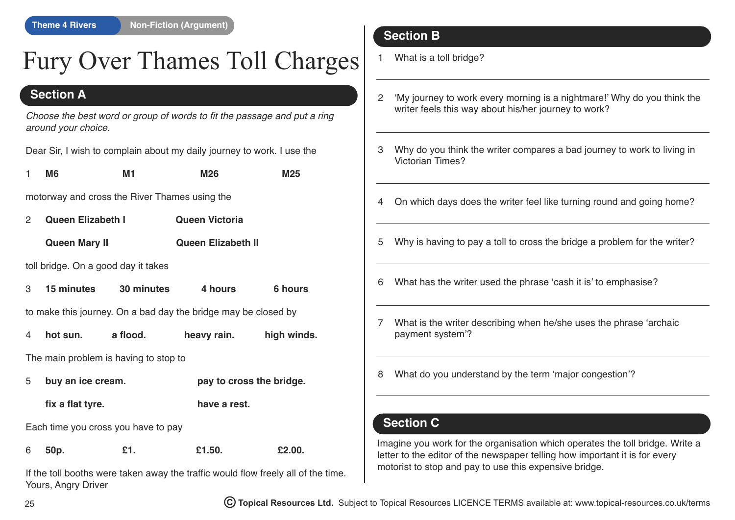Theme 4 Rivers | Non-Fiction (Argument)

# Fury Over Thames Toll Charges

## Section A

*Choose the best word or group of words to fit the passage and put a ring around your choice.*

Dear Sir, I wish to complain about my daily journey to work. I use the

1 **M6** **M1** **M26** **M25**

motorway and cross the River Thames using the

2 **Queen Elizabeth I** **Queen Victoria**

**Queen Mary II** **Queen Elizabeth II**

toll bridge. On a good day it takes

3 **15 minutes** **30 minutes** **4 hours** **6 hours**

to make this journey. On a bad day the bridge may be closed by

4 **hot sun.** **a flood.** **heavy rain.** **high winds.**

The main problem is having to stop to

5 **buy an ice cream.** **pay to cross the bridge.**

**fix a flat tyre.** **have a rest.**

Each time you cross you have to pay

6 **50p.** **£1.** **£1.50.** **£2.00.**

If the toll booths were taken away the traffic would flow freely all of the time.
Yours, Angry Driver

## Section B

1 What is a toll bridge?

2 'My journey to work every morning is a nightmare!' Why do you think the writer feels this way about his/her journey to work?

3 Why do you think the writer compares a bad journey to work to living in Victorian Times?

4 On which days does the writer feel like turning round and going home?

5 Why is having to pay a toll to cross the bridge a problem for the writer?

6 What has the writer used the phrase 'cash it is' to emphasise?

7 What is the writer describing when he/she uses the phrase 'archaic payment system'?

8 What do you understand by the term 'major congestion'?

## Section C

Imagine you work for the organisation which operates the toll bridge. Write a letter to the editor of the newspaper telling how important it is for every motorist to stop and pay to use this expensive bridge.

© Topical Resources Ltd. Subject to Topical Resources LICENCE TERMS available at: www.topical-resources.co.uk/terms